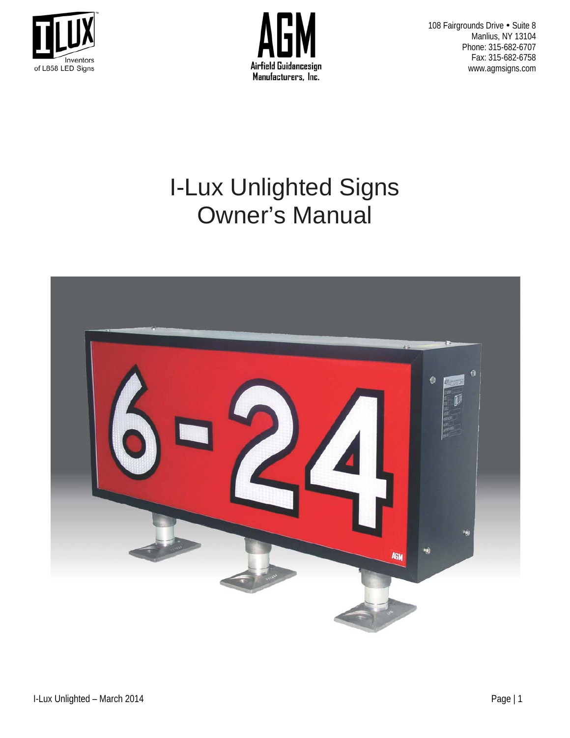I-LUX
Inventors of L858 LED Signs

AGM
Airfield Guidancesign Manufacturers, Inc.

108 Fairgrounds Drive • Suite 8
Manlius, NY 13104
Phone: 315-682-6707
Fax: 315-682-6758
www.agmsigns.com

# I-Lux Unlighted Signs
# Owner's Manual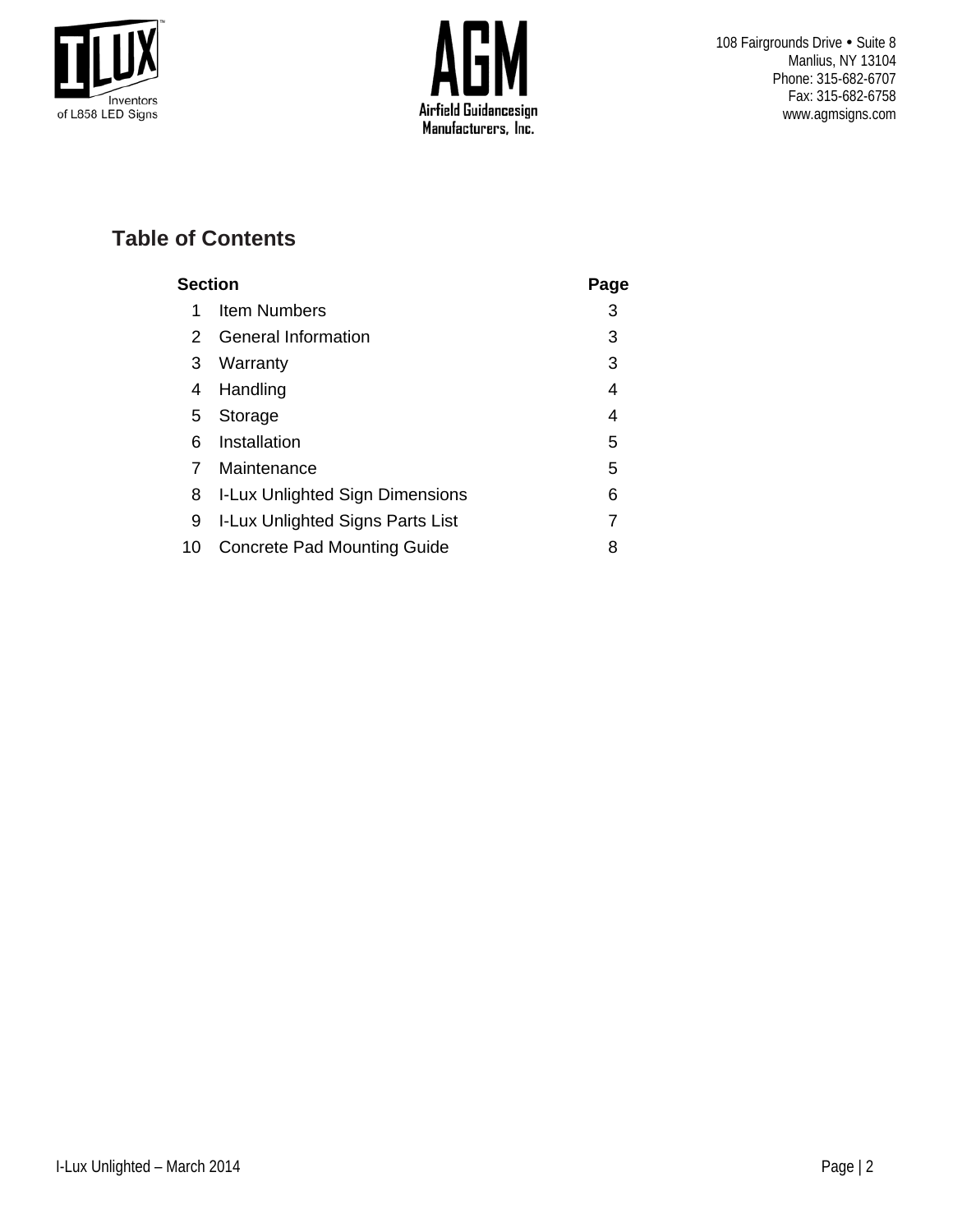108 Fairgrounds Drive • Suite 8
Manlius, NY 13104
Phone: 315-682-6707
Fax: 315-682-6758
www.agmsigns.com

## Table of Contents

| Section | | Page |
|---|---|---|
| 1 | Item Numbers | 3 |
| 2 | General Information | 3 |
| 3 | Warranty | 3 |
| 4 | Handling | 4 |
| 5 | Storage | 4 |
| 6 | Installation | 5 |
| 7 | Maintenance | 5 |
| 8 | I-Lux Unlighted Sign Dimensions | 6 |
| 9 | I-Lux Unlighted Signs Parts List | 7 |
| 10 | Concrete Pad Mounting Guide | 8 |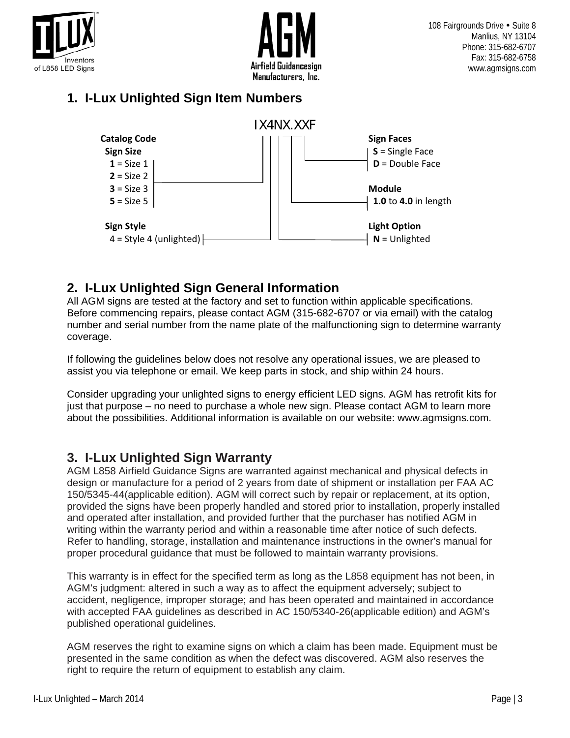## 1. I-Lux Unlighted Sign Item Numbers

IX4NX.XXF

**Catalog Code**

**Sign Size**
- **1** = Size 1
- **2** = Size 2
- **3** = Size 3
- **5** = Size 5

**Sign Style**
- 4 = Style 4 (unlighted)

**Sign Faces**
- **S** = Single Face
- **D** = Double Face

**Module**
- **1.0** to **4.0** in length

**Light Option**
- **N** = Unlighted

## 2. I-Lux Unlighted Sign General Information

All AGM signs are tested at the factory and set to function within applicable specifications. Before commencing repairs, please contact AGM (315-682-6707 or via email) with the catalog number and serial number from the name plate of the malfunctioning sign to determine warranty coverage.

If following the guidelines below does not resolve any operational issues, we are pleased to assist you via telephone or email. We keep parts in stock, and ship within 24 hours.

Consider upgrading your unlighted signs to energy efficient LED signs. AGM has retrofit kits for just that purpose – no need to purchase a whole new sign. Please contact AGM to learn more about the possibilities. Additional information is available on our website: www.agmsigns.com.

## 3. I-Lux Unlighted Sign Warranty

AGM L858 Airfield Guidance Signs are warranted against mechanical and physical defects in design or manufacture for a period of 2 years from date of shipment or installation per FAA AC 150/5345-44(applicable edition). AGM will correct such by repair or replacement, at its option, provided the signs have been properly handled and stored prior to installation, properly installed and operated after installation, and provided further that the purchaser has notified AGM in writing within the warranty period and within a reasonable time after notice of such defects. Refer to handling, storage, installation and maintenance instructions in the owner's manual for proper procedural guidance that must be followed to maintain warranty provisions.

This warranty is in effect for the specified term as long as the L858 equipment has not been, in AGM's judgment: altered in such a way as to affect the equipment adversely; subject to accident, negligence, improper storage; and has been operated and maintained in accordance with accepted FAA guidelines as described in AC 150/5340-26(applicable edition) and AGM's published operational guidelines.

AGM reserves the right to examine signs on which a claim has been made. Equipment must be presented in the same condition as when the defect was discovered. AGM also reserves the right to require the return of equipment to establish any claim.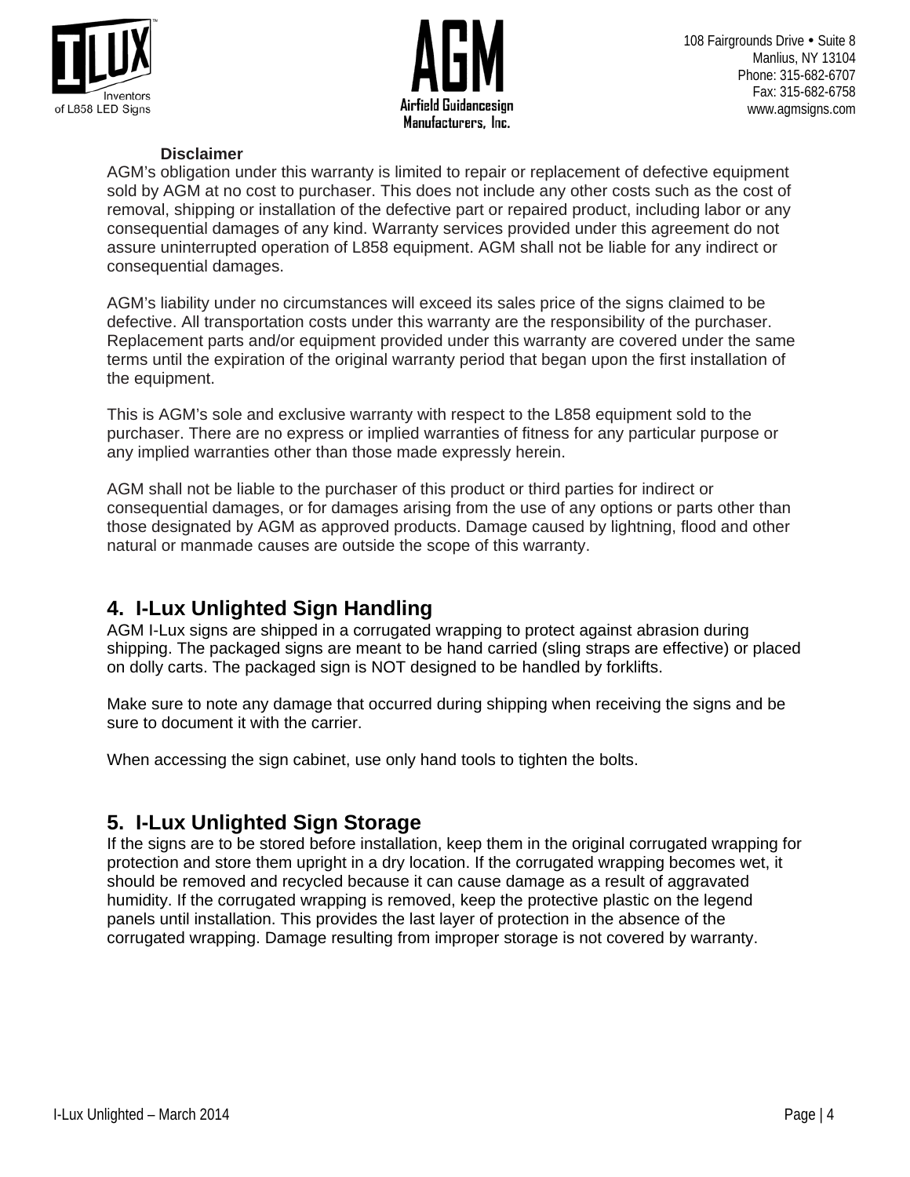**Disclaimer**

AGM's obligation under this warranty is limited to repair or replacement of defective equipment sold by AGM at no cost to purchaser. This does not include any other costs such as the cost of removal, shipping or installation of the defective part or repaired product, including labor or any consequential damages of any kind. Warranty services provided under this agreement do not assure uninterrupted operation of L858 equipment. AGM shall not be liable for any indirect or consequential damages.

AGM's liability under no circumstances will exceed its sales price of the signs claimed to be defective. All transportation costs under this warranty are the responsibility of the purchaser. Replacement parts and/or equipment provided under this warranty are covered under the same terms until the expiration of the original warranty period that began upon the first installation of the equipment.

This is AGM's sole and exclusive warranty with respect to the L858 equipment sold to the purchaser. There are no express or implied warranties of fitness for any particular purpose or any implied warranties other than those made expressly herein.

AGM shall not be liable to the purchaser of this product or third parties for indirect or consequential damages, or for damages arising from the use of any options or parts other than those designated by AGM as approved products. Damage caused by lightning, flood and other natural or manmade causes are outside the scope of this warranty.

## 4. I-Lux Unlighted Sign Handling

AGM I-Lux signs are shipped in a corrugated wrapping to protect against abrasion during shipping. The packaged signs are meant to be hand carried (sling straps are effective) or placed on dolly carts. The packaged sign is NOT designed to be handled by forklifts.

Make sure to note any damage that occurred during shipping when receiving the signs and be sure to document it with the carrier.

When accessing the sign cabinet, use only hand tools to tighten the bolts.

## 5. I-Lux Unlighted Sign Storage

If the signs are to be stored before installation, keep them in the original corrugated wrapping for protection and store them upright in a dry location. If the corrugated wrapping becomes wet, it should be removed and recycled because it can cause damage as a result of aggravated humidity. If the corrugated wrapping is removed, keep the protective plastic on the legend panels until installation. This provides the last layer of protection in the absence of the corrugated wrapping. Damage resulting from improper storage is not covered by warranty.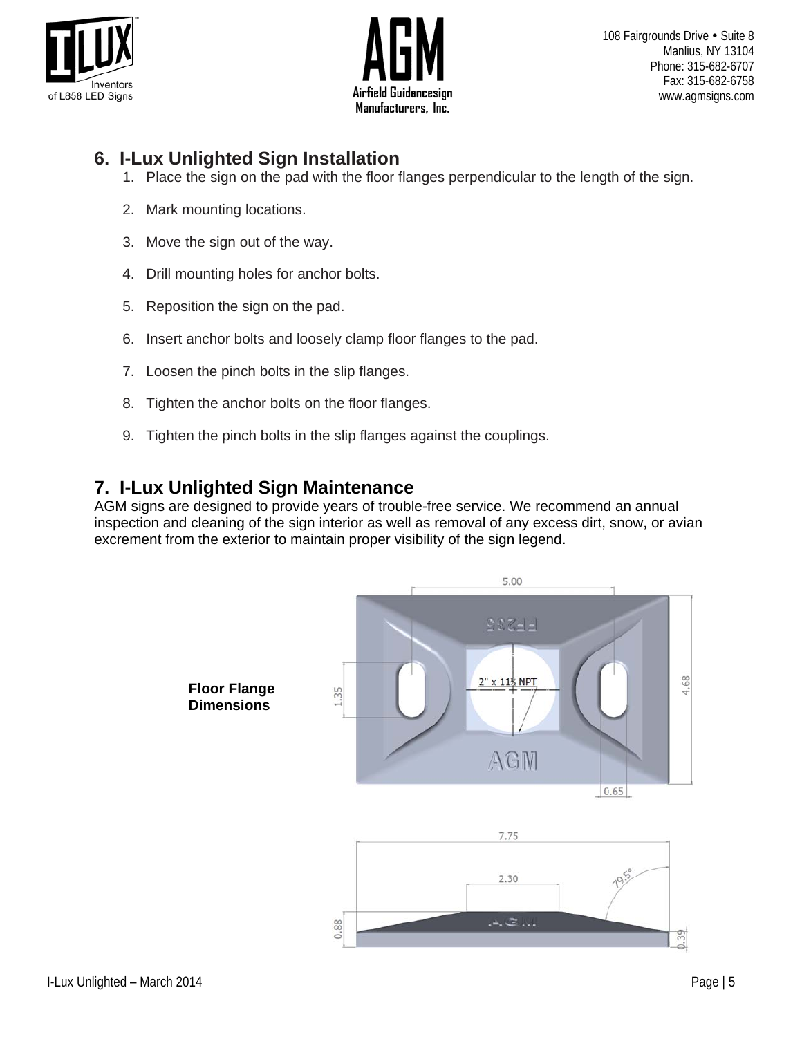## 6. I-Lux Unlighted Sign Installation

1. Place the sign on the pad with the floor flanges perpendicular to the length of the sign.
2. Mark mounting locations.
3. Move the sign out of the way.
4. Drill mounting holes for anchor bolts.
5. Reposition the sign on the pad.
6. Insert anchor bolts and loosely clamp floor flanges to the pad.
7. Loosen the pinch bolts in the slip flanges.
8. Tighten the anchor bolts on the floor flanges.
9. Tighten the pinch bolts in the slip flanges against the couplings.

## 7. I-Lux Unlighted Sign Maintenance

AGM signs are designed to provide years of trouble-free service. We recommend an annual inspection and cleaning of the sign interior as well as removal of any excess dirt, snow, or avian excrement from the exterior to maintain proper visibility of the sign legend.

**Floor Flange Dimensions**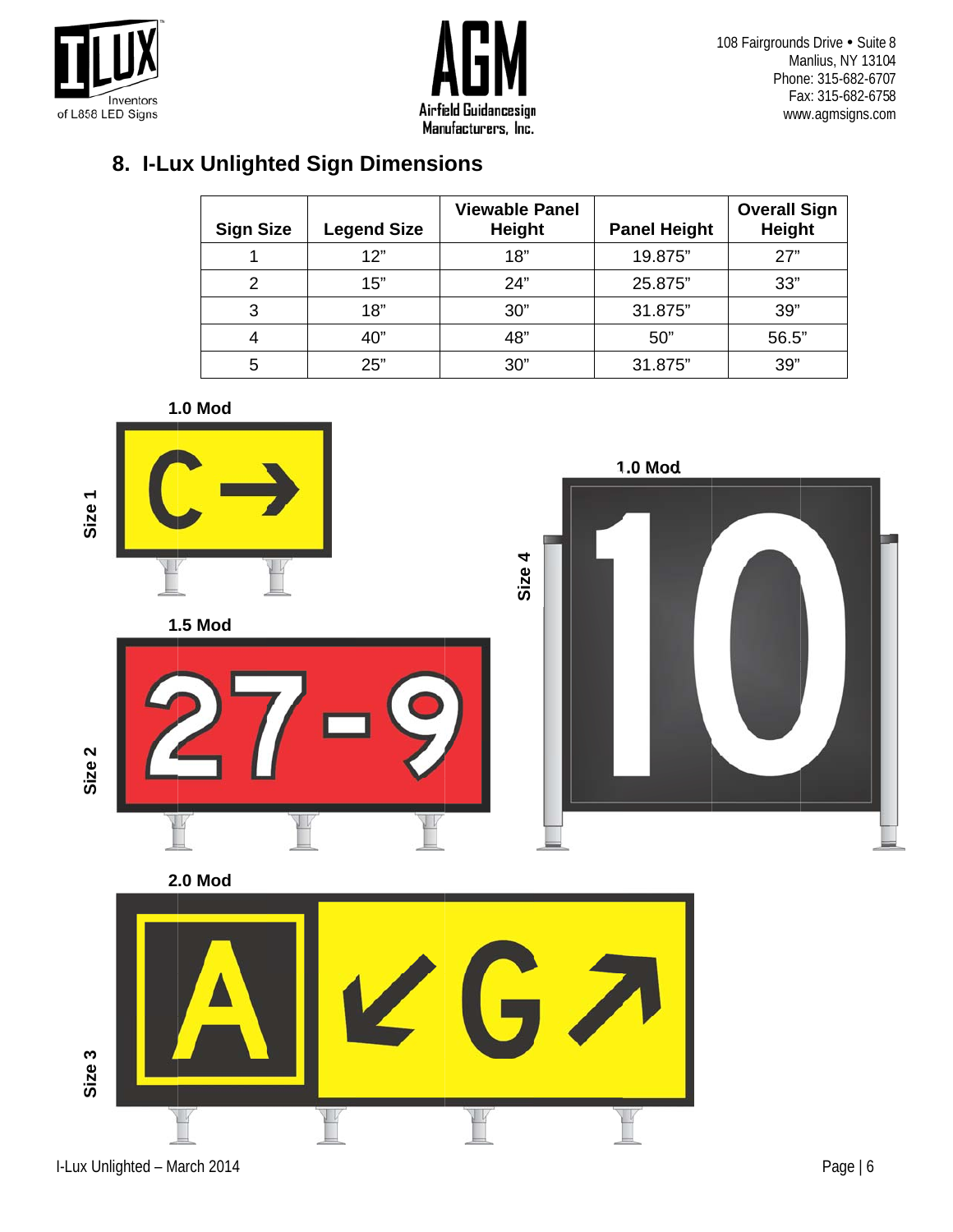## 8. I-Lux Unlighted Sign Dimensions

| Sign Size | Legend Size | Viewable Panel Height | Panel Height | Overall Sign Height |
|---|---|---|---|---|
| 1 | 12" | 18" | 19.875" | 27" |
| 2 | 15" | 24" | 25.875" | 33" |
| 3 | 18" | 30" | 31.875" | 39" |
| 4 | 40" | 48" | 50" | 56.5" |
| 5 | 25" | 30" | 31.875" | 39" |

1.0 Mod

Size 1

1.5 Mod

Size 2

1.0 Mod

Size 4

2.0 Mod

Size 3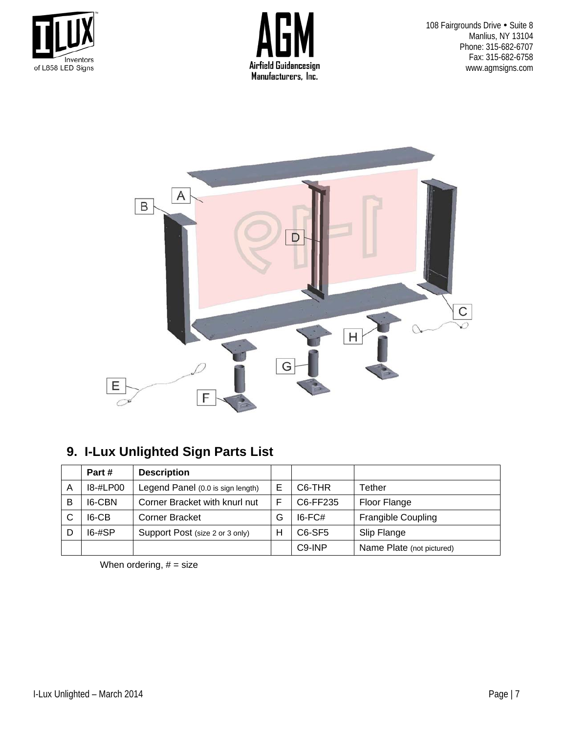## 9. I-Lux Unlighted Sign Parts List

| | Part # | Description | | | |
|---|---|---|---|---|---|
| A | I8-#LP00 | Legend Panel (0.0 is sign length) | E | C6-THR | Tether |
| B | I6-CBN | Corner Bracket with knurl nut | F | C6-FF235 | Floor Flange |
| C | I6-CB | Corner Bracket | G | I6-FC# | Frangible Coupling |
| D | I6-#SP | Support Post (size 2 or 3 only) | H | C6-SF5 | Slip Flange |
| | | | | C9-INP | Name Plate (not pictured) |

When ordering, # = size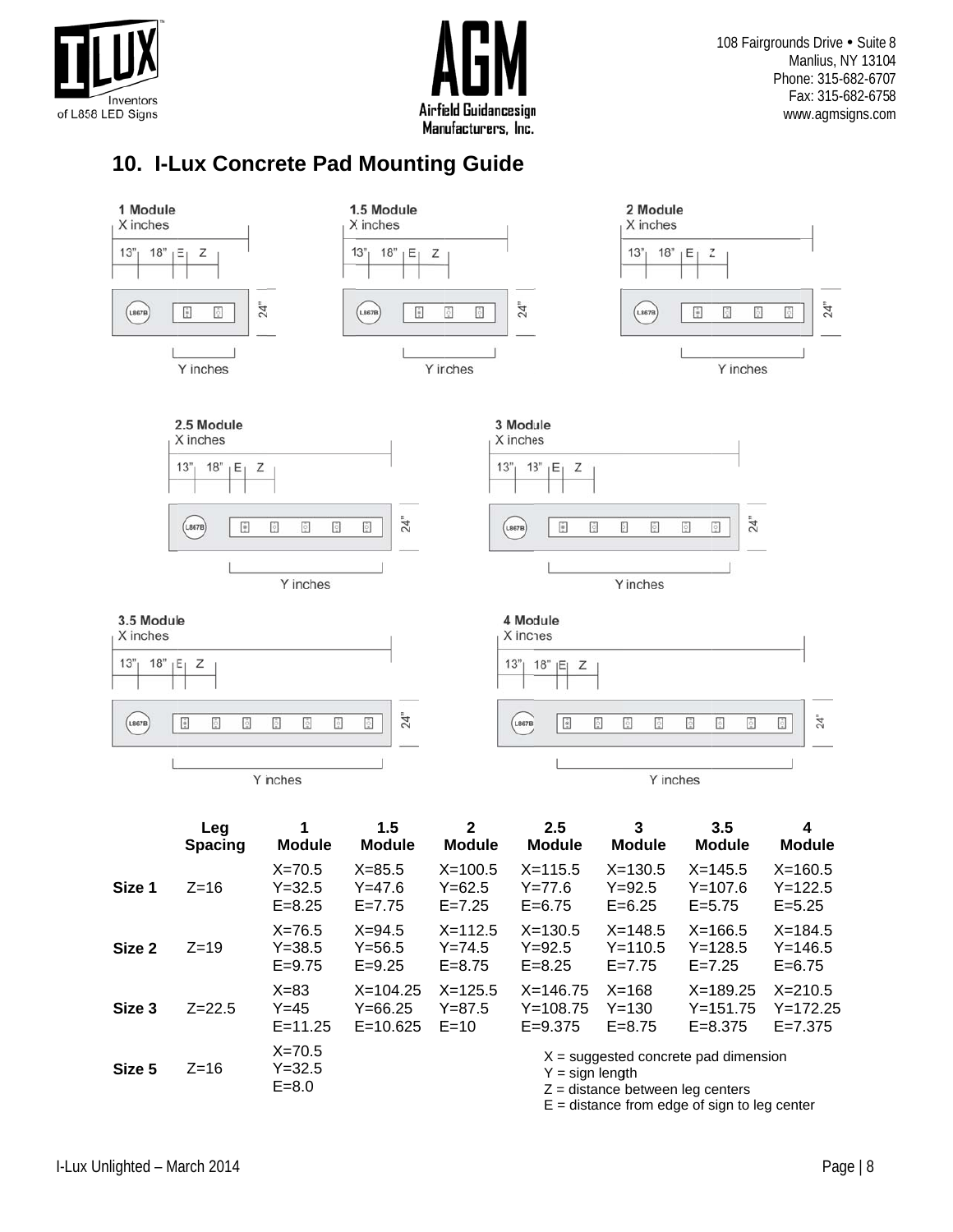Inventors of L858 LED Signs

**AGM**
Airfield Guidancesign Manufacturers, Inc.

108 Fairgrounds Drive • Suite 8
Manlius, NY 13104
Phone: 315-682-6707
Fax: 315-682-6758
www.agmsigns.com

## 10. I-Lux Concrete Pad Mounting Guide

1 Module
X inches
13" 18" E Z
L867B
24"
Y inches

1.5 Module
X inches
13" 18" E Z
L867B
24"
Y inches

2 Module
X inches
13" 18" E Z
L867B
24"
Y inches

2.5 Module
X inches
13" 18" E Z
L867B
24"
Y inches

3 Module
X inches
13" 13" E Z
L867B
24"
Y inches

3.5 Module
X inches
13" 18" E Z
L867B
24"
Y inches

4 Module
X inches
13" 18" E Z
L867B
24"
Y inches

| | Leg Spacing | 1 Module | 1.5 Module | 2 Module | 2.5 Module | 3 Module | 3.5 Module | 4 Module |
|---|---|---|---|---|---|---|---|---|
| **Size 1** | Z=16 | X=70.5<br>Y=32.5<br>E=8.25 | X=85.5<br>Y=47.6<br>E=7.75 | X=100.5<br>Y=62.5<br>E=7.25 | X=115.5<br>Y=77.6<br>E=6.75 | X=130.5<br>Y=92.5<br>E=6.25 | X=145.5<br>Y=107.6<br>E=5.75 | X=160.5<br>Y=122.5<br>E=5.25 |
| **Size 2** | Z=19 | X=76.5<br>Y=38.5<br>E=9.75 | X=94.5<br>Y=56.5<br>E=9.25 | X=112.5<br>Y=74.5<br>E=8.75 | X=130.5<br>Y=92.5<br>E=8.25 | X=148.5<br>Y=110.5<br>E=7.75 | X=166.5<br>Y=128.5<br>E=7.25 | X=184.5<br>Y=146.5<br>E=6.75 |
| **Size 3** | Z=22.5 | X=83<br>Y=45<br>E=11.25 | X=104.25<br>Y=66.25<br>E=10.625 | X=125.5<br>Y=87.5<br>E=10 | X=146.75<br>Y=108.75<br>E=9.375 | X=168<br>Y=130<br>E=8.75 | X=189.25<br>Y=151.75<br>E=8.375 | X=210.5<br>Y=172.25<br>E=7.375 |
| **Size 5** | Z=16 | X=70.5<br>Y=32.5<br>E=8.0 | | | | | | |

X = suggested concrete pad dimension
Y = sign length
Z = distance between leg centers
E = distance from edge of sign to leg center

I-Lux Unlighted – March 2014